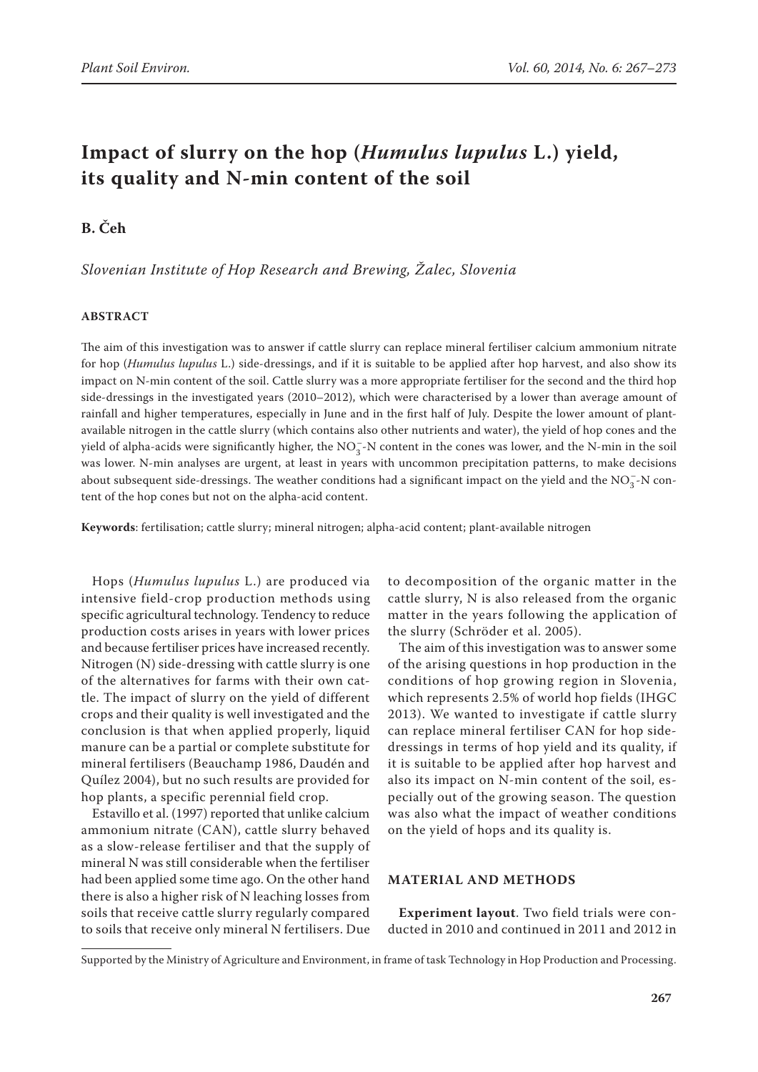# Impact of slurry on the hop (*Humulus lupulus* L.) yield, its quality and N-min content of the soil

**B. Čeh**

*Slovenian Institute of Hop Research and Brewing, Žalec, Slovenia*

## ABSTRACT

The aim of this investigation was to answer if cattle slurry can replace mineral fertiliser calcium ammonium nitrate for hop (*Humulus lupulus* L.) side-dressings, and if it is suitable to be applied after hop harvest, and also show its impact on N-min content of the soil. Cattle slurry was a more appropriate fertiliser for the second and the third hop side-dressings in the investigated years (2010–2012), which were characterised by a lower than average amount of rainfall and higher temperatures, especially in June and in the first half of July. Despite the lower amount of plant-available nitrogen in the cattle slurry (which contains also other nutrients and water), the yield of hop cones and the yield of alpha-acids were significantly higher, the $NO_3^-$-N content in the cones was lower, and the N-min in the soil was lower. N-min analyses are urgent, at least in years with uncommon precipitation patterns, to make decisions about subsequent side-dressings. The weather conditions had a significant impact on the yield and the $NO_3^-$-N content of the hop cones but not on the alpha-acid content.

**Keywords**: fertilisation; cattle slurry; mineral nitrogen; alpha-acid content; plant-available nitrogen

Hops (*Humulus lupulus* L.) are produced via intensive field-crop production methods using specific agricultural technology. Tendency to reduce production costs arises in years with lower prices and because fertiliser prices have increased recently. Nitrogen (N) side-dressing with cattle slurry is one of the alternatives for farms with their own cattle. The impact of slurry on the yield of different crops and their quality is well investigated and the conclusion is that when applied properly, liquid manure can be a partial or complete substitute for mineral fertilisers (Beauchamp 1986, Daudén and Quílez 2004), but no such results are provided for hop plants, a specific perennial field crop.

Estavillo et al. (1997) reported that unlike calcium ammonium nitrate (CAN), cattle slurry behaved as a slow-release fertiliser and that the supply of mineral N was still considerable when the fertiliser had been applied some time ago. On the other hand there is also a higher risk of N leaching losses from soils that receive cattle slurry regularly compared to soils that receive only mineral N fertilisers. Due to decomposition of the organic matter in the cattle slurry, N is also released from the organic matter in the years following the application of the slurry (Schröder et al. 2005).

The aim of this investigation was to answer some of the arising questions in hop production in the conditions of hop growing region in Slovenia, which represents 2.5% of world hop fields (IHGC 2013). We wanted to investigate if cattle slurry can replace mineral fertiliser CAN for hop side-dressings in terms of hop yield and its quality, if it is suitable to be applied after hop harvest and also its impact on N-min content of the soil, especially out of the growing season. The question was also what the impact of weather conditions on the yield of hops and its quality is.

## MATERIAL AND METHODS

**Experiment layout**. Two field trials were conducted in 2010 and continued in 2011 and 2012 in

Supported by the Ministry of Agriculture and Environment, in frame of task Technology in Hop Production and Processing.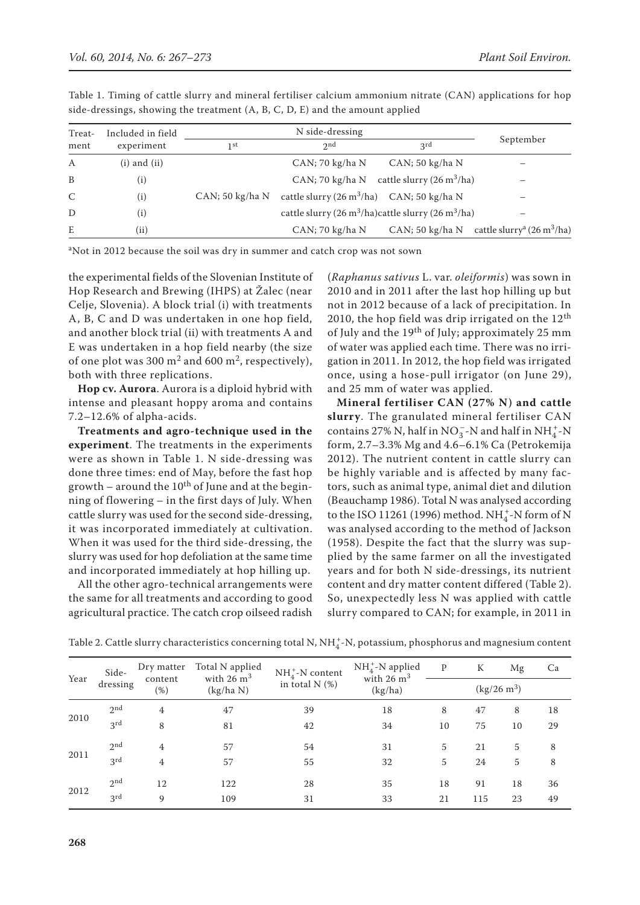Table 1. Timing of cattle slurry and mineral fertiliser calcium ammonium nitrate (CAN) applications for hop side-dressings, showing the treatment (A, B, C, D, E) and the amount applied

| Treatment | Included in field experiment | N side-dressing 1[st] | N side-dressing 2[nd] | N side-dressing 3[rd] | September |
|---|---|---|---|---|---|
| A | (i) and (ii) | | CAN; 70 kg/ha N | CAN; 50 kg/ha N | – |
| B | (i) | | CAN; 70 kg/ha N | cattle slurry (26 $m^3$/ha) | – |
| C | (i) | CAN; 50 kg/ha N | cattle slurry (26 $m^3$/ha) | CAN; 50 kg/ha N | – |
| D | (i) | | cattle slurry (26 $m^3$/ha) | cattle slurry (26 $m^3$/ha) | – |
| E | (ii) | | CAN; 70 kg/ha N | CAN; 50 kg/ha N | cattle slurry[a] (26 $m^3$/ha) |

[a]Not in 2012 because the soil was dry in summer and catch crop was not sown

the experimental fields of the Slovenian Institute of Hop Research and Brewing (IHPS) at Žalec (near Celje, Slovenia). A block trial (i) with treatments A, B, C and D was undertaken in one hop field, and another block trial (ii) with treatments A and E was undertaken in a hop field nearby (the size of one plot was 300 $m^2$ and 600 $m^2$, respectively), both with three replications.

**Hop cv. Aurora**. Aurora is a diploid hybrid with intense and pleasant hoppy aroma and contains 7.2–12.6% of alpha-acids.

**Treatments and agro-technique used in the experiment**. The treatments in the experiments were as shown in Table 1. N side-dressing was done three times: end of May, before the fast hop growth – around the 10[th] of June and at the beginning of flowering – in the first days of July. When cattle slurry was used for the second side-dressing, it was incorporated immediately at cultivation. When it was used for the third side-dressing, the slurry was used for hop defoliation at the same time and incorporated immediately at hop hilling up.

All the other agro-technical arrangements were the same for all treatments and according to good agricultural practice. The catch crop oilseed radish (*Raphanus sativus* L. var. *oleiformis*) was sown in 2010 and in 2011 after the last hop hilling up but not in 2012 because of a lack of precipitation. In 2010, the hop field was drip irrigated on the 12[th] of July and the 19[th] of July; approximately 25 mm of water was applied each time. There was no irrigation in 2011. In 2012, the hop field was irrigated once, using a hose-pull irrigator (on June 29), and 25 mm of water was applied.

**Mineral fertiliser CAN (27% N) and cattle slurry**. The granulated mineral fertiliser CAN contains 27% N, half in $NO_3^-$-N and half in $NH_4^+$-N form, 2.7–3.3% Mg and 4.6–6.1% Ca (Petrokemija 2012). The nutrient content in cattle slurry can be highly variable and is affected by many factors, such as animal type, animal diet and dilution (Beauchamp 1986). Total N was analysed according to the ISO 11261 (1996) method. $NH_4^+$-N form of N was analysed according to the method of Jackson (1958). Despite the fact that the slurry was supplied by the same farmer on all the investigated years and for both N side-dressings, its nutrient content and dry matter content differed (Table 2). So, unexpectedly less N was applied with cattle slurry compared to CAN; for example, in 2011 in

Table 2. Cattle slurry characteristics concerning total N, $NH_4^+$-N, potassium, phosphorus and magnesium content

| Year | Side-dressing | Dry matter content (%) | Total N applied with 26 $m^3$ (kg/ha N) | $NH_4^+$-N content in total N (%) | $NH_4^+$-N applied with 26 $m^3$ (kg/ha) | P ($kg/26\ m^3$) | K ($kg/26\ m^3$) | Mg ($kg/26\ m^3$) | Ca ($kg/26\ m^3$) |
|---|---|---|---|---|---|---|---|---|---|
| 2010 | 2[nd] | 4 | 47 | 39 | 18 | 8 | 47 | 8 | 18 |
| | 3[rd] | 8 | 81 | 42 | 34 | 10 | 75 | 10 | 29 |
| 2011 | 2[nd] | 4 | 57 | 54 | 31 | 5 | 21 | 5 | 8 |
| | 3[rd] | 4 | 57 | 55 | 32 | 5 | 24 | 5 | 8 |
| 2012 | 2[nd] | 12 | 122 | 28 | 35 | 18 | 91 | 18 | 36 |
| | 3[rd] | 9 | 109 | 31 | 33 | 21 | 115 | 23 | 49 |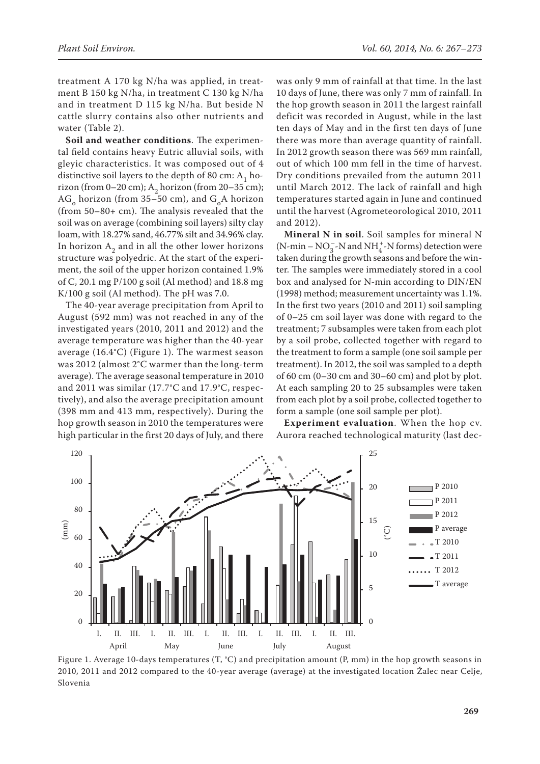treatment A 170 kg N/ha was applied, in treatment B 150 kg N/ha, in treatment C 130 kg N/ha and in treatment D 115 kg N/ha. But beside N cattle slurry contains also other nutrients and water (Table 2).

**Soil and weather conditions**. The experimental field contains heavy Eutric alluvial soils, with gleyic characteristics. It was composed out of 4 distinctive soil layers to the depth of 80 cm: $A_1$ horizon (from 0–20 cm); $A_2$ horizon (from 20–35 cm); $AG_o$ horizon (from 35–50 cm), and $G_oA$ horizon (from 50–80+ cm). The analysis revealed that the soil was on average (combining soil layers) silty clay loam, with 18.27% sand, 46.77% silt and 34.96% clay. In horizon $A_2$ and in all the other lower horizons structure was polyedric. At the start of the experiment, the soil of the upper horizon contained 1.9% of C, 20.1 mg P/100 g soil (Al method) and 18.8 mg K/100 g soil (Al method). The pH was 7.0.

The 40-year average precipitation from April to August (592 mm) was not reached in any of the investigated years (2010, 2011 and 2012) and the average temperature was higher than the 40-year average (16.4°C) (Figure 1). The warmest season was 2012 (almost 2°C warmer than the long-term average). The average seasonal temperature in 2010 and 2011 was similar (17.7°C and 17.9°C, respectively), and also the average precipitation amount (398 mm and 413 mm, respectively). During the hop growth season in 2010 the temperatures were high particular in the first 20 days of July, and there was only 9 mm of rainfall at that time. In the last 10 days of June, there was only 7 mm of rainfall. In the hop growth season in 2011 the largest rainfall deficit was recorded in August, while in the last ten days of May and in the first ten days of June there was more than average quantity of rainfall. In 2012 growth season there was 569 mm rainfall, out of which 100 mm fell in the time of harvest. Dry conditions prevailed from the autumn 2011 until March 2012. The lack of rainfall and high temperatures started again in June and continued until the harvest (Agrometeorological 2010, 2011 and 2012).

**Mineral N in soil**. Soil samples for mineral N (N-min – $NO_3^-$-N and $NH_4^+$-N forms) detection were taken during the growth seasons and before the winter. The samples were immediately stored in a cool box and analysed for N-min according to DIN/EN (1998) method; measurement uncertainty was 1.1%. In the first two years (2010 and 2011) soil sampling of 0–25 cm soil layer was done with regard to the treatment; 7 subsamples were taken from each plot by a soil probe, collected together with regard to the treatment to form a sample (one soil sample per treatment). In 2012, the soil was sampled to a depth of 60 cm (0–30 cm and 30–60 cm) and plot by plot. At each sampling 20 to 25 subsamples were taken from each plot by a soil probe, collected together to form a sample (one soil sample per plot).

**Experiment evaluation**. When the hop cv. Aurora reached technological maturity (last dec-

Figure 1. Average 10-days temperatures (T, °C) and precipitation amount (P, mm) in the hop growth seasons in 2010, 2011 and 2012 compared to the 40-year average (average) at the investigated location Žalec near Celje, Slovenia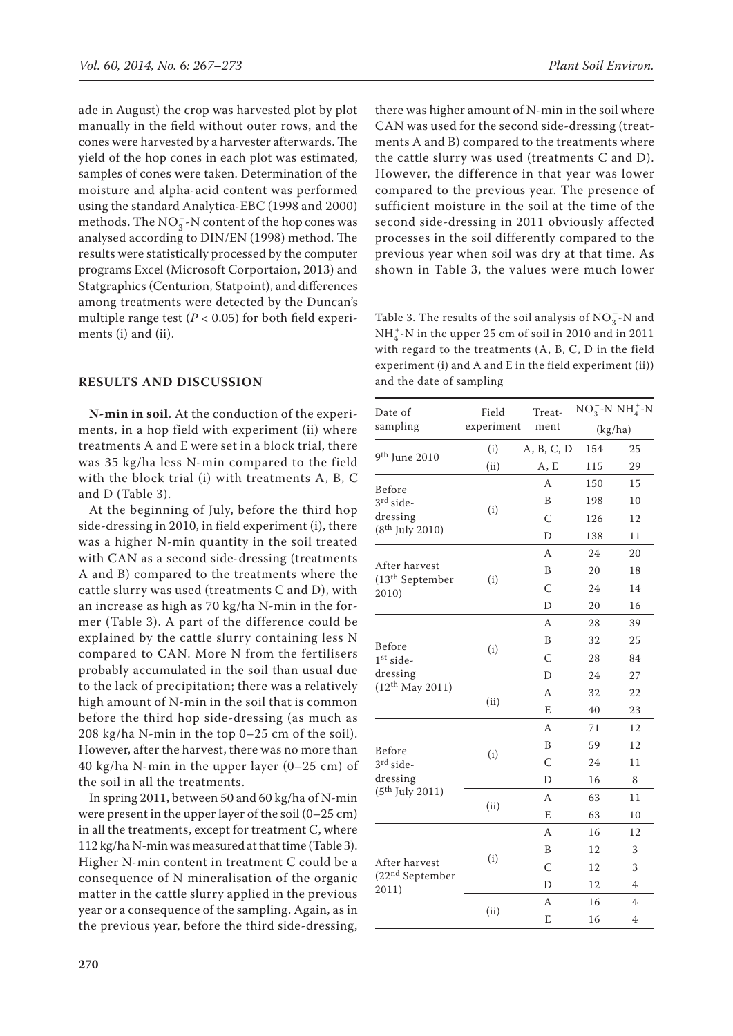ade in August) the crop was harvested plot by plot manually in the field without outer rows, and the cones were harvested by a harvester afterwards. The yield of the hop cones in each plot was estimated, samples of cones were taken. Determination of the moisture and alpha-acid content was performed using the standard Analytica-EBC (1998 and 2000) methods. The $NO_3^-$-N content of the hop cones was analysed according to DIN/EN (1998) method. The results were statistically processed by the computer programs Excel (Microsoft Corportaion, 2013) and Statgraphics (Centurion, Statpoint), and differences among treatments were detected by the Duncan's multiple range test ($P < 0.05$) for both field experiments (i) and (ii).

## RESULTS AND DISCUSSION

**N-min in soil**. At the conduction of the experiments, in a hop field with experiment (ii) where treatments A and E were set in a block trial, there was 35 kg/ha less N-min compared to the field with the block trial (i) with treatments A, B, C and D (Table 3).

At the beginning of July, before the third hop side-dressing in 2010, in field experiment (i), there was a higher N-min quantity in the soil treated with CAN as a second side-dressing (treatments A and B) compared to the treatments where the cattle slurry was used (treatments C and D), with an increase as high as 70 kg/ha N-min in the former (Table 3). A part of the difference could be explained by the cattle slurry containing less N compared to CAN. More N from the fertilisers probably accumulated in the soil than usual due to the lack of precipitation; there was a relatively high amount of N-min in the soil that is common before the third hop side-dressing (as much as 208 kg/ha N-min in the top 0–25 cm of the soil). However, after the harvest, there was no more than 40 kg/ha N-min in the upper layer (0–25 cm) of the soil in all the treatments.

In spring 2011, between 50 and 60 kg/ha of N-min were present in the upper layer of the soil (0–25 cm) in all the treatments, except for treatment C, where 112 kg/ha N-min was measured at that time (Table 3). Higher N-min content in treatment C could be a consequence of N mineralisation of the organic matter in the cattle slurry applied in the previous year or a consequence of the sampling. Again, as in the previous year, before the third side-dressing, there was higher amount of N-min in the soil where CAN was used for the second side-dressing (treatments A and B) compared to the treatments where the cattle slurry was used (treatments C and D). However, the difference in that year was lower compared to the previous year. The presence of sufficient moisture in the soil at the time of the second side-dressing in 2011 obviously affected processes in the soil differently compared to the previous year when soil was dry at that time. As shown in Table 3, the values were much lower

Table 3. The results of the soil analysis of $NO_3^-$-N and $NH_4^+$-N in the upper 25 cm of soil in 2010 and in 2011 with regard to the treatments (A, B, C, D in the field experiment (i) and A and E in the field experiment (ii)) and the date of sampling

| Date of sampling | Field experiment | Treatment | $NO_3^-$-N | $NH_4^+$-N |
|---|---|---|---|---|
| | | | (kg/ha) | |
| 9th June 2010 | (i) | A, B, C, D | 154 | 25 |
| | (ii) | A, E | 115 | 29 |
| Before 3rd side-dressing (8th July 2010) | (i) | A | 150 | 15 |
| | | B | 198 | 10 |
| | | C | 126 | 12 |
| | | D | 138 | 11 |
| After harvest (13th September 2010) | (i) | A | 24 | 20 |
| | | B | 20 | 18 |
| | | C | 24 | 14 |
| | | D | 20 | 16 |
| Before 1st side-dressing (12th May 2011) | (i) | A | 28 | 39 |
| | | B | 32 | 25 |
| | | C | 28 | 84 |
| | | D | 24 | 27 |
| | (ii) | A | 32 | 22 |
| | | E | 40 | 23 |
| Before 3rd side-dressing (5th July 2011) | (i) | A | 71 | 12 |
| | | B | 59 | 12 |
| | | C | 24 | 11 |
| | | D | 16 | 8 |
| | (ii) | A | 63 | 11 |
| | | E | 63 | 10 |
| After harvest (22nd September 2011) | (i) | A | 16 | 12 |
| | | B | 12 | 3 |
| | | C | 12 | 3 |
| | | D | 12 | 4 |
| | (ii) | A | 16 | 4 |
| | | E | 16 | 4 |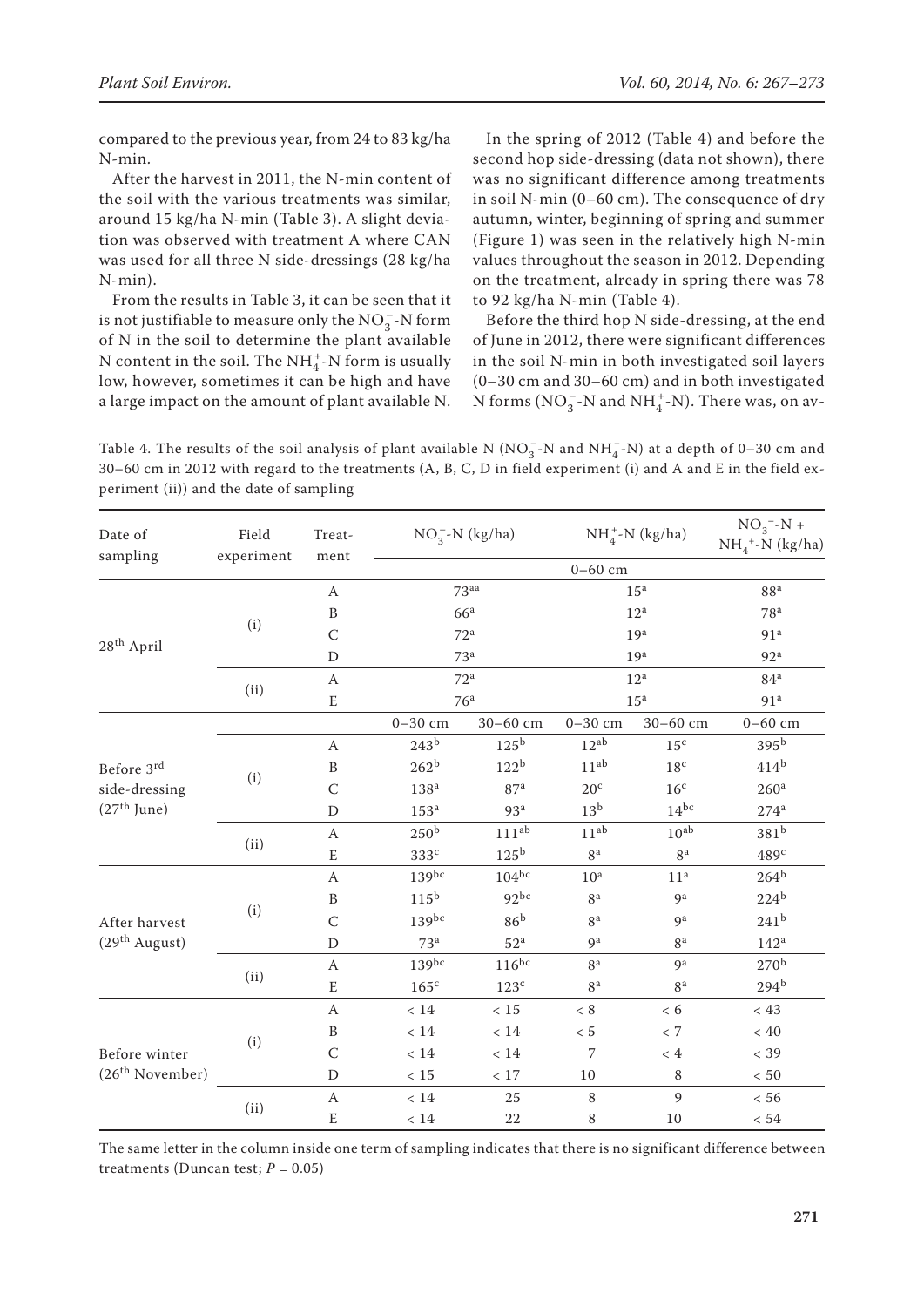compared to the previous year, from 24 to 83 kg/ha N-min.

After the harvest in 2011, the N-min content of the soil with the various treatments was similar, around 15 kg/ha N-min (Table 3). A slight deviation was observed with treatment A where CAN was used for all three N side-dressings (28 kg/ha N-min).

From the results in Table 3, it can be seen that it is not justifiable to measure only the $NO_3^-$-N form of N in the soil to determine the plant available N content in the soil. The $NH_4^+$-N form is usually low, however, sometimes it can be high and have a large impact on the amount of plant available N.

In the spring of 2012 (Table 4) and before the second hop side-dressing (data not shown), there was no significant difference among treatments in soil N-min (0–60 cm). The consequence of dry autumn, winter, beginning of spring and summer (Figure 1) was seen in the relatively high N-min values throughout the season in 2012. Depending on the treatment, already in spring there was 78 to 92 kg/ha N-min (Table 4).

Before the third hop N side-dressing, at the end of June in 2012, there were significant differences in the soil N-min in both investigated soil layers (0–30 cm and 30–60 cm) and in both investigated N forms ($NO_3^-$-N and $NH_4^+$-N). There was, on av-

Table 4. The results of the soil analysis of plant available N ($NO_3^-$-N and $NH_4^+$-N) at a depth of 0–30 cm and 30–60 cm in 2012 with regard to the treatments (A, B, C, D in field experiment (i) and A and E in the field experiment (ii)) and the date of sampling

| Date of sampling | Field experiment | Treatment | $NO_3^-$-N (kg/ha) | | $NH_4^+$-N (kg/ha) | | $NO_3^-$-N + $NH_4^+$-N (kg/ha) |
|---|---|---|---|---|---|---|---|
| | | | 0–60 cm | | | | |
| 28th April | (i) | A | 73[aa] | | 15[a] | | 88[a] |
| | | B | 66[a] | | 12[a] | | 78[a] |
| | | C | 72[a] | | 19[a] | | 91[a] |
| | | D | 73[a] | | 19[a] | | 92[a] |
| | (ii) | A | 72[a] | | 12[a] | | 84[a] |
| | | E | 76[a] | | 15[a] | | 91[a] |
| | | | 0–30 cm | 30–60 cm | 0–30 cm | 30–60 cm | 0–60 cm |
| Before 3rd side-dressing (27th June) | (i) | A | 243[b] | 125[b] | 12[ab] | 15[c] | 395[b] |
| | | B | 262[b] | 122[b] | 11[ab] | 18[c] | 414[b] |
| | | C | 138[a] | 87[a] | 20[c] | 16[c] | 260[a] |
| | | D | 153[a] | 93[a] | 13[b] | 14[bc] | 274[a] |
| | (ii) | A | 250[b] | 111[ab] | 11[ab] | 10[ab] | 381[b] |
| | | E | 333[c] | 125[b] | 8[a] | 8[a] | 489[c] |
| After harvest (29th August) | (i) | A | 139[bc] | 104[bc] | 10[a] | 11[a] | 264[b] |
| | | B | 115[b] | 92[bc] | 8[a] | 9[a] | 224[b] |
| | | C | 139[bc] | 86[b] | 8[a] | 9[a] | 241[b] |
| | | D | 73[a] | 52[a] | 9[a] | 8[a] | 142[a] |
| | (ii) | A | 139[bc] | 116[bc] | 8[a] | 9[a] | 270[b] |
| | | E | 165[c] | 123[c] | 8[a] | 8[a] | 294[b] |
| Before winter (26th November) | (i) | A | < 14 | < 15 | < 8 | < 6 | < 43 |
| | | B | < 14 | < 14 | < 5 | < 7 | < 40 |
| | | C | < 14 | < 14 | 7 | < 4 | < 39 |
| | | D | < 15 | < 17 | 10 | 8 | < 50 |
| | (ii) | A | < 14 | 25 | 8 | 9 | < 56 |
| | | E | < 14 | 22 | 8 | 10 | < 54 |

The same letter in the column inside one term of sampling indicates that there is no significant difference between treatments (Duncan test; $P = 0.05$)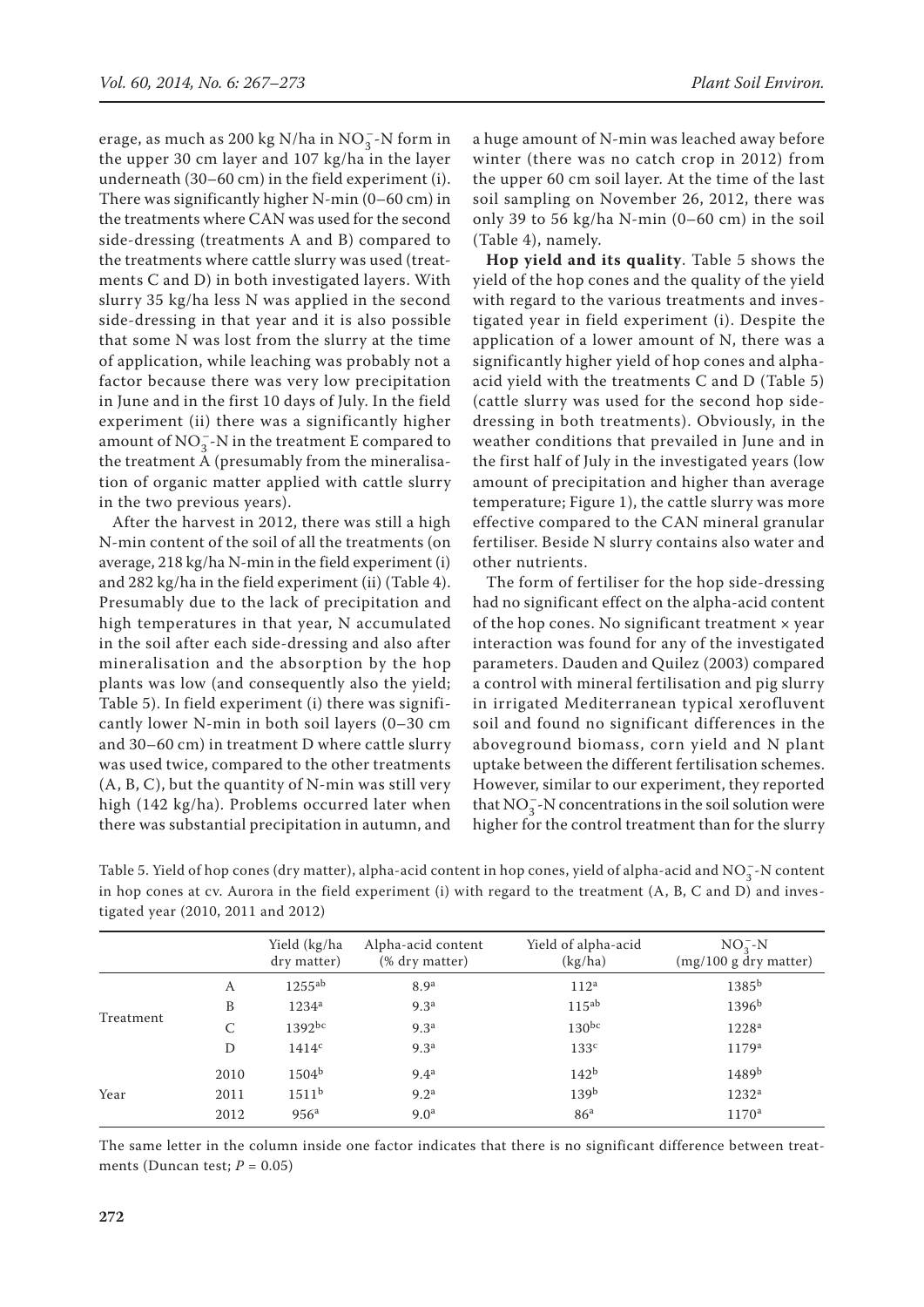erage, as much as 200 kg N/ha in $NO_3^-$-N form in the upper 30 cm layer and 107 kg/ha in the layer underneath (30–60 cm) in the field experiment (i). There was significantly higher N-min (0–60 cm) in the treatments where CAN was used for the second side-dressing (treatments A and B) compared to the treatments where cattle slurry was used (treatments C and D) in both investigated layers. With slurry 35 kg/ha less N was applied in the second side-dressing in that year and it is also possible that some N was lost from the slurry at the time of application, while leaching was probably not a factor because there was very low precipitation in June and in the first 10 days of July. In the field experiment (ii) there was a significantly higher amount of $NO_3^-$-N in the treatment E compared to the treatment A (presumably from the mineralisation of organic matter applied with cattle slurry in the two previous years).

After the harvest in 2012, there was still a high N-min content of the soil of all the treatments (on average, 218 kg/ha N-min in the field experiment (i) and 282 kg/ha in the field experiment (ii) (Table 4). Presumably due to the lack of precipitation and high temperatures in that year, N accumulated in the soil after each side-dressing and also after mineralisation and the absorption by the hop plants was low (and consequently also the yield; Table 5). In field experiment (i) there was significantly lower N-min in both soil layers (0–30 cm and 30–60 cm) in treatment D where cattle slurry was used twice, compared to the other treatments (A, B, C), but the quantity of N-min was still very high (142 kg/ha). Problems occurred later when there was substantial precipitation in autumn, and a huge amount of N-min was leached away before winter (there was no catch crop in 2012) from the upper 60 cm soil layer. At the time of the last soil sampling on November 26, 2012, there was only 39 to 56 kg/ha N-min (0–60 cm) in the soil (Table 4), namely.

**Hop yield and its quality**. Table 5 shows the yield of the hop cones and the quality of the yield with regard to the various treatments and investigated year in field experiment (i). Despite the application of a lower amount of N, there was a significantly higher yield of hop cones and alpha-acid yield with the treatments C and D (Table 5) (cattle slurry was used for the second hop side-dressing in both treatments). Obviously, in the weather conditions that prevailed in June and in the first half of July in the investigated years (low amount of precipitation and higher than average temperature; Figure 1), the cattle slurry was more effective compared to the CAN mineral granular fertiliser. Beside N slurry contains also water and other nutrients.

The form of fertiliser for the hop side-dressing had no significant effect on the alpha-acid content of the hop cones. No significant treatment × year interaction was found for any of the investigated parameters. Dauden and Quilez (2003) compared a control with mineral fertilisation and pig slurry in irrigated Mediterranean typical xerofluvent soil and found no significant differences in the aboveground biomass, corn yield and N plant uptake between the different fertilisation schemes. However, similar to our experiment, they reported that $NO_3^-$-N concentrations in the soil solution were higher for the control treatment than for the slurry

Table 5. Yield of hop cones (dry matter), alpha-acid content in hop cones, yield of alpha-acid and $NO_3^-$-N content in hop cones at cv. Aurora in the field experiment (i) with regard to the treatment (A, B, C and D) and investigated year (2010, 2011 and 2012)

| | | Yield (kg/ha dry matter) | Alpha-acid content (% dry matter) | Yield of alpha-acid (kg/ha) | $NO_3^-$-N (mg/100 g dry matter) |
|---|---|---|---|---|---|
| Treatment | A | 1255[ab] | 8.9[a] | 112[a] | 1385[b] |
| | B | 1234[a] | 9.3[a] | 115[ab] | 1396[b] |
| | C | 1392[bc] | 9.3[a] | 130[bc] | 1228[a] |
| | D | 1414[c] | 9.3[a] | 133[c] | 1179[a] |
| Year | 2010 | 1504[b] | 9.4[a] | 142[b] | 1489[b] |
| | 2011 | 1511[b] | 9.2[a] | 139[b] | 1232[a] |
| | 2012 | 956[a] | 9.0[a] | 86[a] | 1170[a] |

The same letter in the column inside one factor indicates that there is no significant difference between treatments (Duncan test; $P = 0.05$)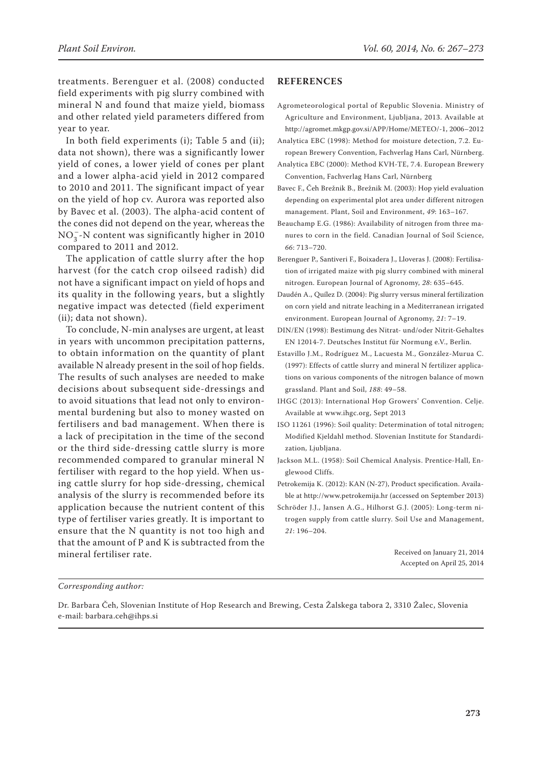treatments. Berenguer et al. (2008) conducted field experiments with pig slurry combined with mineral N and found that maize yield, biomass and other related yield parameters differed from year to year.

In both field experiments (i); Table 5 and (ii); data not shown), there was a significantly lower yield of cones, a lower yield of cones per plant and a lower alpha-acid yield in 2012 compared to 2010 and 2011. The significant impact of year on the yield of hop cv. Aurora was reported also by Bavec et al. (2003). The alpha-acid content of the cones did not depend on the year, whereas the $NO_3^-$-N content was significantly higher in 2010 compared to 2011 and 2012.

The application of cattle slurry after the hop harvest (for the catch crop oilseed radish) did not have a significant impact on yield of hops and its quality in the following years, but a slightly negative impact was detected (field experiment (ii); data not shown).

To conclude, N-min analyses are urgent, at least in years with uncommon precipitation patterns, to obtain information on the quantity of plant available N already present in the soil of hop fields. The results of such analyses are needed to make decisions about subsequent side-dressings and to avoid situations that lead not only to environmental burdening but also to money wasted on fertilisers and bad management. When there is a lack of precipitation in the time of the second or the third side-dressing cattle slurry is more recommended compared to granular mineral N fertiliser with regard to the hop yield. When using cattle slurry for hop side-dressing, chemical analysis of the slurry is recommended before its application because the nutrient content of this type of fertiliser varies greatly. It is important to ensure that the N quantity is not too high and that the amount of P and K is subtracted from the mineral fertiliser rate.

## REFERENCES

Agrometeorological portal of Republic Slovenia. Ministry of Agriculture and Environment, Ljubljana, 2013. Available at http://agromet.mkgp.gov.si/APP/Home/METEO/-1, 2006–2012

Analytica EBC (1998): Method for moisture detection, 7.2. European Brewery Convention, Fachverlag Hans Carl, Nürnberg.

Analytica EBC (2000): Method KVH-TE, 7.4. European Brewery Convention, Fachverlag Hans Carl, Nürnberg

Bavec F., Čeh Brežnik B., Brežnik M. (2003): Hop yield evaluation depending on experimental plot area under different nitrogen management. Plant, Soil and Environment, *49*: 163–167.

Beauchamp E.G. (1986): Availability of nitrogen from three manures to corn in the field. Canadian Journal of Soil Science, *66*: 713–720.

Berenguer P., Santiveri F., Boixadera J., Lloveras J. (2008): Fertilisation of irrigated maize with pig slurry combined with mineral nitrogen. European Journal of Agronomy, *28*: 635–645.

Daudén A., Quílez D. (2004): Pig slurry versus mineral fertilization on corn yield and nitrate leaching in a Mediterranean irrigated environment. European Journal of Agronomy, *21*: 7–19.

DIN/EN (1998): Bestimung des Nitrat- und/oder Nitrit-Gehaltes EN 12014-7. Deutsches Institut für Normung e.V., Berlin.

Estavillo J.M., Rodríguez M., Lacuesta M., González-Murua C. (1997): Effects of cattle slurry and mineral N fertilizer applications on various components of the nitrogen balance of mown grassland. Plant and Soil, *188*: 49–58.

IHGC (2013): International Hop Growers' Convention. Celje. Available at www.ihgc.org, Sept 2013

ISO 11261 (1996): Soil quality: Determination of total nitrogen; Modified Kjeldahl method. Slovenian Institute for Standardization, Ljubljana.

Jackson M.L. (1958): Soil Chemical Analysis. Prentice-Hall, Englewood Cliffs.

Petrokemija K. (2012): KAN (N-27), Product specification. Available at http://www.petrokemija.hr (accessed on September 2013)

Schröder J.J., Jansen A.G., Hilhorst G.J. (2005): Long-term nitrogen supply from cattle slurry. Soil Use and Management, *21*: 196–204.

Received on January 21, 2014
Accepted on April 25, 2014

*Corresponding author:*

Dr. Barbara Čeh, Slovenian Institute of Hop Research and Brewing, Cesta Žalskega tabora 2, 3310 Žalec, Slovenia
e-mail: barbara.ceh@ihps.si